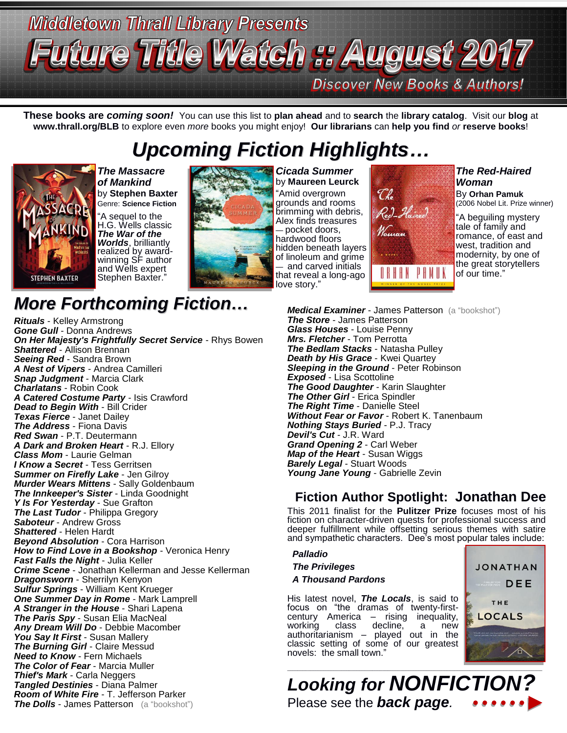# Middletown Thrall Library Presents

# Future Title Watch :: August 2017

*Discover New Books & Authors!*

**These books are *coming soon!*** You can use this list to **plan ahead** and to **search** the **library catalog**. Visit our **blog** at **www.thrall.org/BLB** to explore even *more* books you might enjoy! **Our librarians** can **help you find** *or* **reserve books**!

## *Upcoming Fiction Highlights…*

***The Massacre of Mankind***
by **Stephen Baxter**
Genre: **Science Fiction**

"A sequel to the H.G. Wells classic ***The War of the Worlds***, brilliantly realized by award-winning SF author and Wells expert Stephen Baxter."

***Cicada Summer***
by **Maureen Leurck**

"Amid overgrown grounds and rooms brimming with debris, Alex finds treasures — pocket doors, hardwood floors hidden beneath layers of linoleum and grime — and carved initials that reveal a long-ago love story."

***The Red-Haired Woman***
By **Orhan Pamuk**
(2006 Nobel Lit. Prize winner)

"A beguiling mystery tale of family and romance, of east and west, tradition and modernity, by one of the great storytellers of our time."

## *More Forthcoming Fiction…*

***Rituals*** - Kelley Armstrong
***Gone Gull*** - Donna Andrews
***On Her Majesty's Frightfully Secret Service*** - Rhys Bowen
***Shattered*** - Allison Brennan
***Seeing Red*** - Sandra Brown
***A Nest of Vipers*** - Andrea Camilleri
***Snap Judgment*** - Marcia Clark
***Charlatans*** - Robin Cook
***A Catered Costume Party*** - Isis Crawford
***Dead to Begin With*** - Bill Crider
***Texas Fierce*** - Janet Dailey
***The Address*** - Fiona Davis
***Red Swan*** - P.T. Deutermann
***A Dark and Broken Heart*** - R.J. Ellory
***Class Mom*** - Laurie Gelman
***I Know a Secret*** - Tess Gerritsen
***Summer on Firefly Lake*** - Jen Gilroy
***Murder Wears Mittens*** - Sally Goldenbaum
***The Innkeeper's Sister*** - Linda Goodnight
***Y Is For Yesterday*** - Sue Grafton
***The Last Tudor*** - Philippa Gregory
***Saboteur*** - Andrew Gross
***Shattered*** - Helen Hardt
***Beyond Absolution*** - Cora Harrison
***How to Find Love in a Bookshop*** - Veronica Henry
***Fast Falls the Night*** - Julia Keller
***Crime Scene*** - Jonathan Kellerman and Jesse Kellerman
***Dragonsworn*** - Sherrilyn Kenyon
***Sulfur Springs*** - William Kent Krueger
***One Summer Day in Rome*** - Mark Lamprell
***A Stranger in the House*** - Shari Lapena
***The Paris Spy*** - Susan Elia MacNeal
***Any Dream Will Do*** - Debbie Macomber
***You Say It First*** - Susan Mallery
***The Burning Girl*** - Claire Messud
***Need to Know*** - Fern Michaels
***The Color of Fear*** - Marcia Muller
***Thief's Mark*** - Carla Neggers
***Tangled Destinies*** - Diana Palmer
***Room of White Fire*** - T. Jefferson Parker
***The Dolls*** - James Patterson (a "bookshot")
***Medical Examiner*** - James Patterson (a "bookshot")
***The Store*** - James Patterson
***Glass Houses*** - Louise Penny
***Mrs. Fletcher*** - Tom Perrotta
***The Bedlam Stacks*** - Natasha Pulley
***Death by His Grace*** - Kwei Quartey
***Sleeping in the Ground*** - Peter Robinson
***Exposed*** - Lisa Scottoline
***The Good Daughter*** - Karin Slaughter
***The Other Girl*** - Erica Spindler
***The Right Time*** - Danielle Steel
***Without Fear or Favor*** - Robert K. Tanenbaum
***Nothing Stays Buried*** - P.J. Tracy
***Devil's Cut*** - J.R. Ward
***Grand Opening 2*** - Carl Weber
***Map of the Heart*** - Susan Wiggs
***Barely Legal*** - Stuart Woods
***Young Jane Young*** - Gabrielle Zevin

## Fiction Author Spotlight: Jonathan Dee

This 2011 finalist for the **Pulitzer Prize** focuses most of his fiction on character-driven quests for professional success and deeper fulfillment while offsetting serious themes with satire and sympathetic characters. Dee's most popular tales include:

***Palladio***
***The Privileges***
***A Thousand Pardons***

His latest novel, ***The Locals***, is said to focus on "the dramas of twenty-first-century America – rising inequality, working class decline, a new authoritarianism – played out in the classic setting of some of our greatest novels: the small town."

## *Looking for* ***NONFICTION?***

Please see the ***back page***.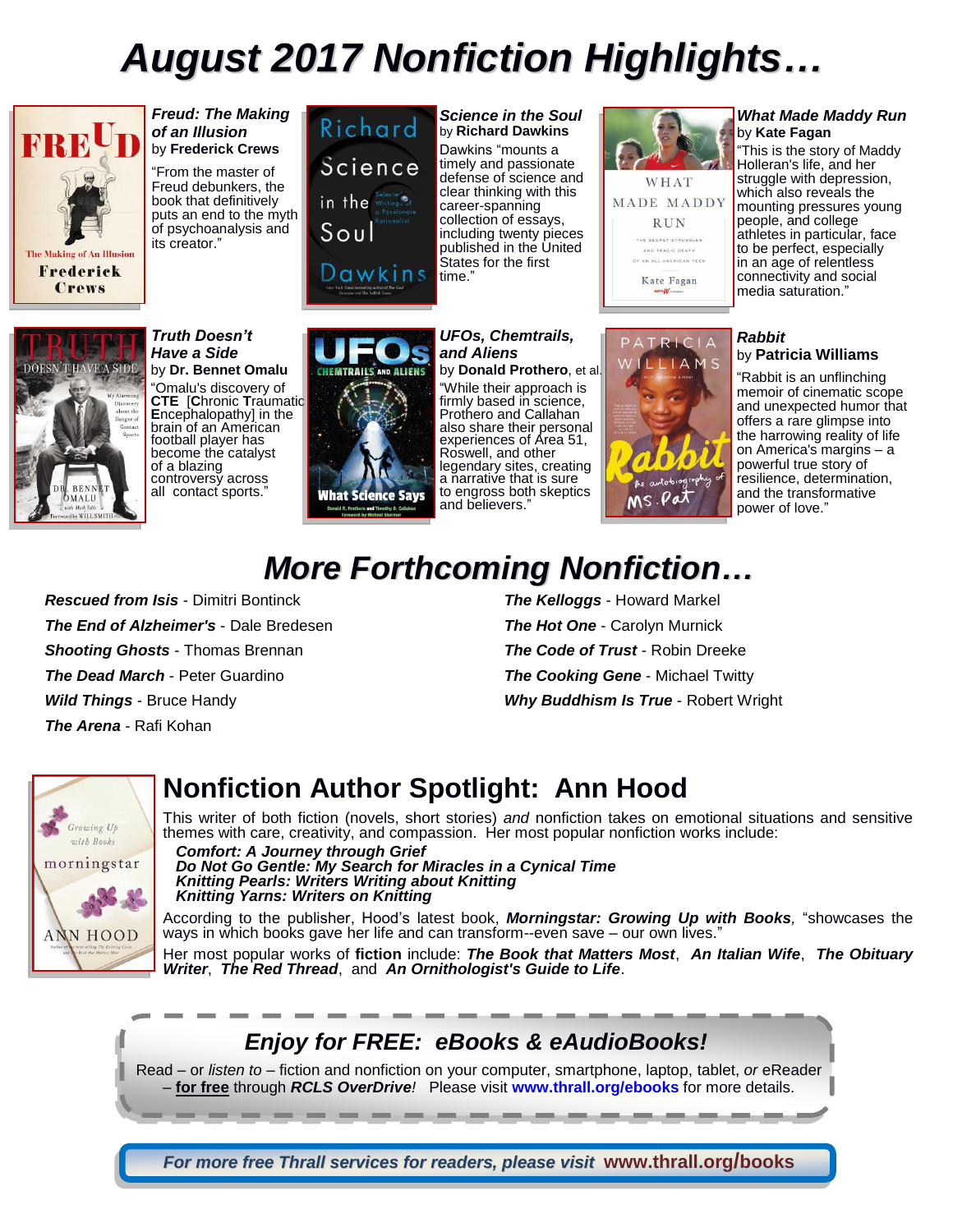# *August 2017 Nonfiction Highlights…*

***Freud: The Making of an Illusion***
by **Frederick Crews**

"From the master of Freud debunkers, the book that definitively puts an end to the myth of psychoanalysis and its creator."

***Science in the Soul***
by **Richard Dawkins**

Dawkins "mounts a timely and passionate defense of science and clear thinking with this career-spanning collection of essays, including twenty pieces published in the United States for the first time."

***What Made Maddy Run***
by **Kate Fagan**

"This is the story of Maddy Holleran's life, and her struggle with depression, which also reveals the mounting pressures young people, and college athletes in particular, face to be perfect, especially in an age of relentless connectivity and social media saturation."

***Truth Doesn't Have a Side***
by **Dr. Bennet Omalu**

"Omalu's discovery of **CTE** [**C**hronic **T**raumatic **E**ncephalopathy] in the brain of an American football player has become the catalyst of a blazing controversy across all contact sports."

***UFOs, Chemtrails, and Aliens***
by **Donald Prothero**, et al.

"While their approach is firmly based in science, Prothero and Callahan also share their personal experiences of Area 51, Roswell, and other legendary sites, creating a narrative that is sure to engross both skeptics and believers."

***Rabbit***
by **Patricia Williams**

"Rabbit is an unflinching memoir of cinematic scope and unexpected humor that offers a rare glimpse into the harrowing reality of life on America's margins – a powerful true story of resilience, determination, and the transformative power of love."

## *More Forthcoming Nonfiction…*

- ***Rescued from Isis*** - Dimitri Bontinck
- ***The End of Alzheimer's*** - Dale Bredesen
- ***Shooting Ghosts*** - Thomas Brennan
- ***The Dead March*** - Peter Guardino
- ***Wild Things*** - Bruce Handy
- ***The Arena*** - Rafi Kohan
- ***The Kelloggs*** - Howard Markel
- ***The Hot One*** - Carolyn Murnick
- ***The Code of Trust*** - Robin Dreeke
- ***The Cooking Gene*** - Michael Twitty
- ***Why Buddhism Is True*** - Robert Wright

## Nonfiction Author Spotlight: Ann Hood

This writer of both fiction (novels, short stories) *and* nonfiction takes on emotional situations and sensitive themes with care, creativity, and compassion. Her most popular nonfiction works include:

***Comfort: A Journey through Grief***
***Do Not Go Gentle: My Search for Miracles in a Cynical Time***
***Knitting Pearls: Writers Writing about Knitting***
***Knitting Yarns: Writers on Knitting***

According to the publisher, Hood's latest book, ***Morningstar: Growing Up with Books***, "showcases the ways in which books gave her life and can transform--even save – our own lives."

Her most popular works of **fiction** include: ***The Book that Matters Most***, ***An Italian Wife***, ***The Obituary Writer***, ***The Red Thread***, and ***An Ornithologist's Guide to Life***.

### *Enjoy for FREE: eBooks & eAudioBooks!*

Read – or *listen to* – fiction and nonfiction on your computer, smartphone, laptop, tablet, *or* eReader – **for free** through ***RCLS OverDrive****!* Please visit **www.thrall.org/ebooks** for more details.

***For more free Thrall services for readers, please visit*** **www.thrall.org/books**